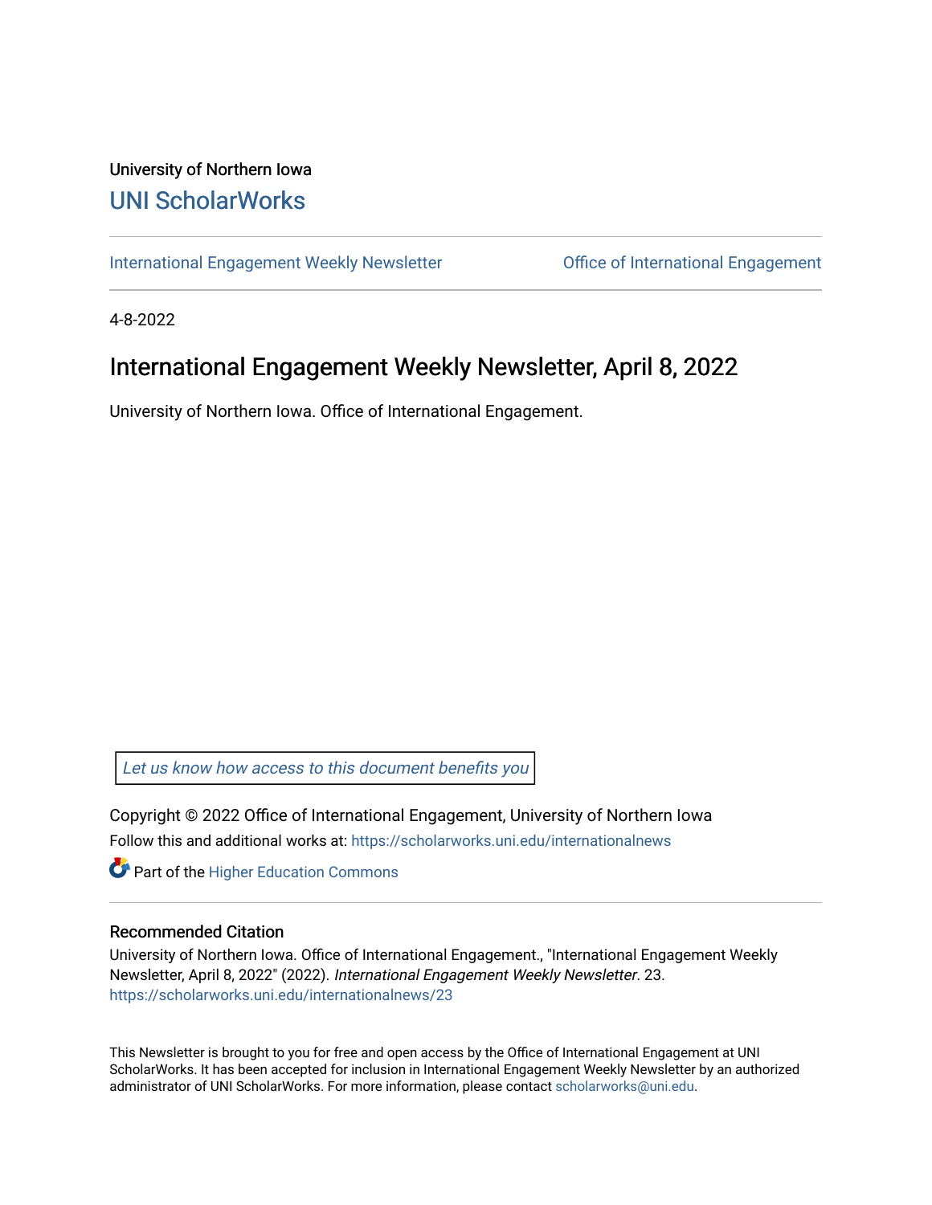University of Northern Iowa

# UNI ScholarWorks

International Engagement Weekly Newsletter | Office of International Engagement

4-8-2022

## International Engagement Weekly Newsletter, April 8, 2022

University of Northern Iowa. Office of International Engagement.

*Let us know how access to this document benefits you*

Copyright © 2022 Office of International Engagement, University of Northern Iowa

Follow this and additional works at: https://scholarworks.uni.edu/internationalnews

Part of the Higher Education Commons

### Recommended Citation

University of Northern Iowa. Office of International Engagement., "International Engagement Weekly Newsletter, April 8, 2022" (2022). *International Engagement Weekly Newsletter*. 23.
https://scholarworks.uni.edu/internationalnews/23

This Newsletter is brought to you for free and open access by the Office of International Engagement at UNI ScholarWorks. It has been accepted for inclusion in International Engagement Weekly Newsletter by an authorized administrator of UNI ScholarWorks. For more information, please contact scholarworks@uni.edu.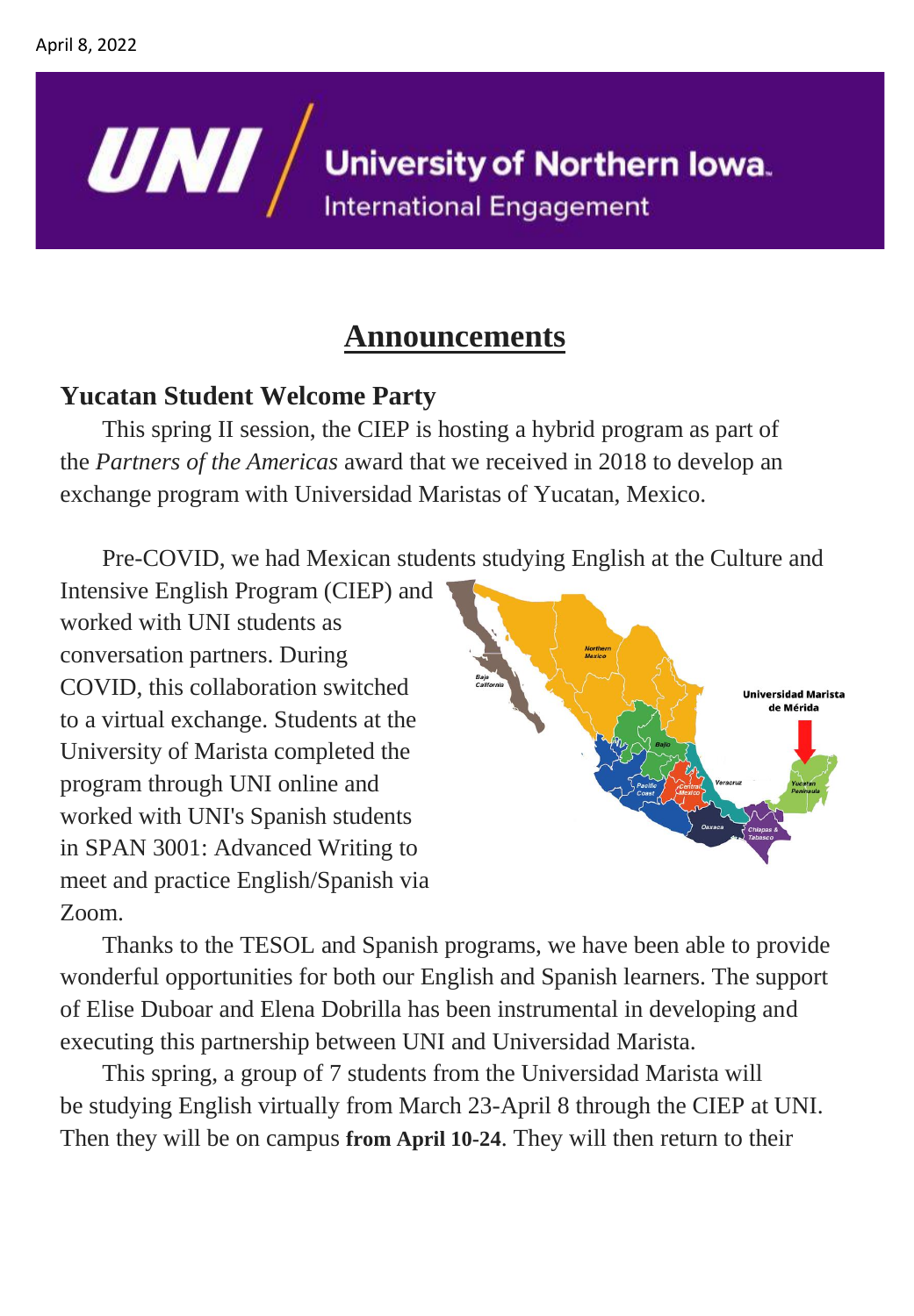April 8, 2022

University of Northern Iowa
International Engagement

# Announcements

## Yucatan Student Welcome Party

This spring II session, the CIEP is hosting a hybrid program as part of the *Partners of the Americas* award that we received in 2018 to develop an exchange program with Universidad Maristas of Yucatan, Mexico.

Pre-COVID, we had Mexican students studying English at the Culture and Intensive English Program (CIEP) and worked with UNI students as conversation partners. During COVID, this collaboration switched to a virtual exchange. Students at the University of Marista completed the program through UNI online and worked with UNI's Spanish students in SPAN 3001: Advanced Writing to meet and practice English/Spanish via Zoom.

Thanks to the TESOL and Spanish programs, we have been able to provide wonderful opportunities for both our English and Spanish learners. The support of Elise Duboar and Elena Dobrilla has been instrumental in developing and executing this partnership between UNI and Universidad Marista.

This spring, a group of 7 students from the Universidad Marista will be studying English virtually from March 23-April 8 through the CIEP at UNI. Then they will be on campus **from April 10-24**. They will then return to their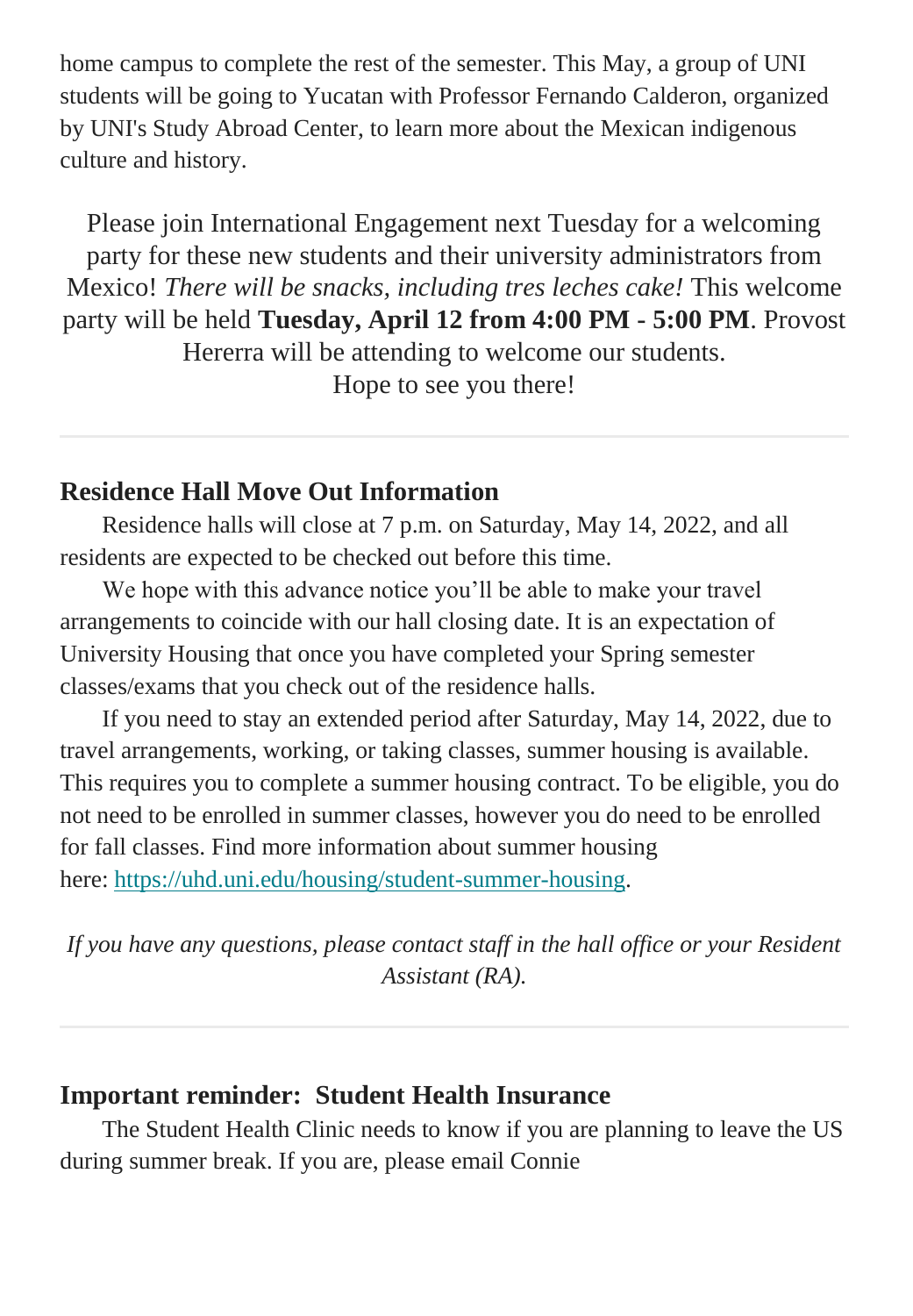home campus to complete the rest of the semester. This May, a group of UNI students will be going to Yucatan with Professor Fernando Calderon, organized by UNI's Study Abroad Center, to learn more about the Mexican indigenous culture and history.

Please join International Engagement next Tuesday for a welcoming party for these new students and their university administrators from Mexico! *There will be snacks, including tres leches cake!* This welcome party will be held **Tuesday, April 12 from 4:00 PM - 5:00 PM**. Provost Hererra will be attending to welcome our students.
Hope to see you there!

---

### Residence Hall Move Out Information

Residence halls will close at 7 p.m. on Saturday, May 14, 2022, and all residents are expected to be checked out before this time.

We hope with this advance notice you'll be able to make your travel arrangements to coincide with our hall closing date. It is an expectation of University Housing that once you have completed your Spring semester classes/exams that you check out of the residence halls.

If you need to stay an extended period after Saturday, May 14, 2022, due to travel arrangements, working, or taking classes, summer housing is available. This requires you to complete a summer housing contract. To be eligible, you do not need to be enrolled in summer classes, however you do need to be enrolled for fall classes. Find more information about summer housing here: https://uhd.uni.edu/housing/student-summer-housing.

*If you have any questions, please contact staff in the hall office or your Resident Assistant (RA).*

---

### Important reminder: Student Health Insurance

The Student Health Clinic needs to know if you are planning to leave the US during summer break. If you are, please email Connie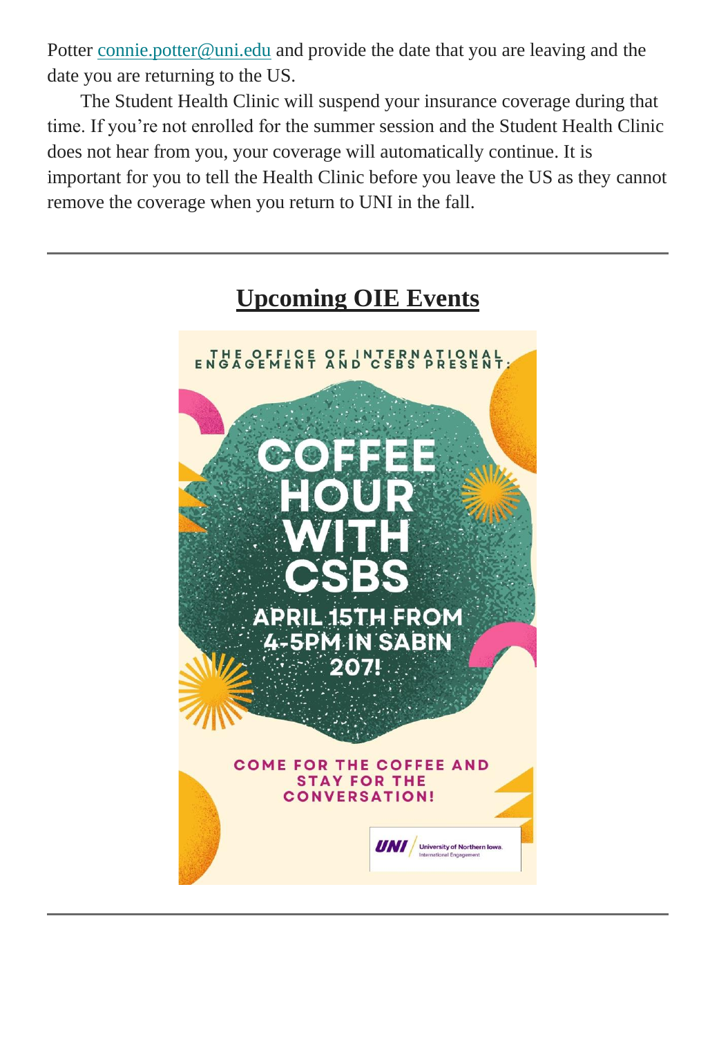Potter connie.potter@uni.edu and provide the date that you are leaving and the date you are returning to the US.

The Student Health Clinic will suspend your insurance coverage during that time. If you're not enrolled for the summer session and the Student Health Clinic does not hear from you, your coverage will automatically continue. It is important for you to tell the Health Clinic before you leave the US as they cannot remove the coverage when you return to UNI in the fall.

---

## Upcoming OIE Events

THE OFFICE OF INTERNATIONAL ENGAGEMENT AND CSBS PRESENT:

**COFFEE HOUR WITH CSBS**

**APRIL 15TH FROM 4-5PM IN SABIN 207!**

COME FOR THE COFFEE AND STAY FOR THE CONVERSATION!

UNI University of Northern Iowa. International Engagement

---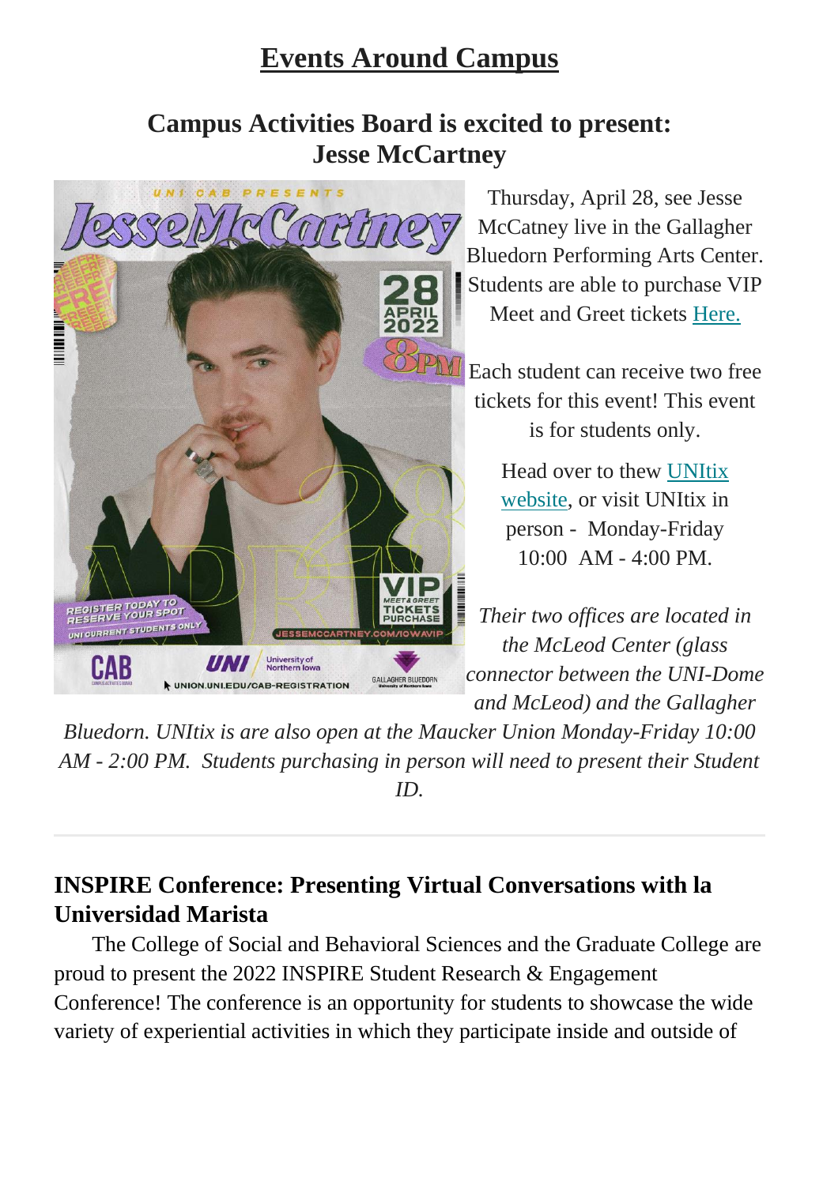# Events Around Campus

## Campus Activities Board is excited to present: Jesse McCartney

Thursday, April 28, see Jesse McCatney live in the Gallagher Bluedorn Performing Arts Center. Students are able to purchase VIP Meet and Greet tickets Here.

Each student can receive two free tickets for this event! This event is for students only.

Head over to thew UNItix website, or visit UNItix in person - Monday-Friday 10:00 AM - 4:00 PM.

*Their two offices are located in the McLeod Center (glass connector between the UNI-Dome and McLeod) and the Gallagher Bluedorn. UNItix is are also open at the Maucker Union Monday-Friday 10:00 AM - 2:00 PM. Students purchasing in person will need to present their Student ID.*

---

### INSPIRE Conference: Presenting Virtual Conversations with la Universidad Marista

The College of Social and Behavioral Sciences and the Graduate College are proud to present the 2022 INSPIRE Student Research & Engagement Conference! The conference is an opportunity for students to showcase the wide variety of experiential activities in which they participate inside and outside of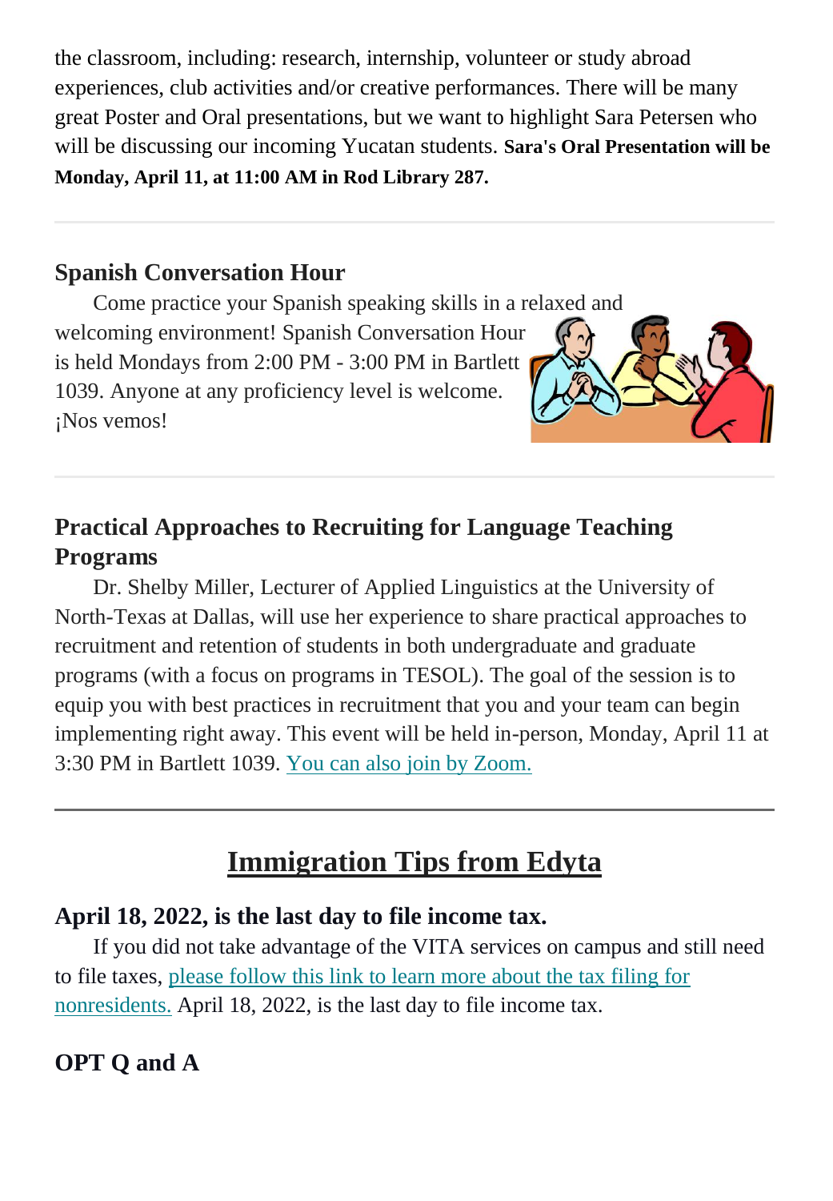the classroom, including: research, internship, volunteer or study abroad experiences, club activities and/or creative performances. There will be many great Poster and Oral presentations, but we want to highlight Sara Petersen who will be discussing our incoming Yucatan students. **Sara's Oral Presentation will be Monday, April 11, at 11:00 AM in Rod Library 287.**

---

### Spanish Conversation Hour

Come practice your Spanish speaking skills in a relaxed and welcoming environment! Spanish Conversation Hour is held Mondays from 2:00 PM - 3:00 PM in Bartlett 1039. Anyone at any proficiency level is welcome. ¡Nos vemos!

---

### Practical Approaches to Recruiting for Language Teaching Programs

Dr. Shelby Miller, Lecturer of Applied Linguistics at the University of North-Texas at Dallas, will use her experience to share practical approaches to recruitment and retention of students in both undergraduate and graduate programs (with a focus on programs in TESOL). The goal of the session is to equip you with best practices in recruitment that you and your team can begin implementing right away. This event will be held in-person, Monday, April 11 at 3:30 PM in Bartlett 1039. You can also join by Zoom.

---

## Immigration Tips from Edyta

### April 18, 2022, is the last day to file income tax.

If you did not take advantage of the VITA services on campus and still need to file taxes, please follow this link to learn more about the tax filing for nonresidents. April 18, 2022, is the last day to file income tax.

### OPT Q and A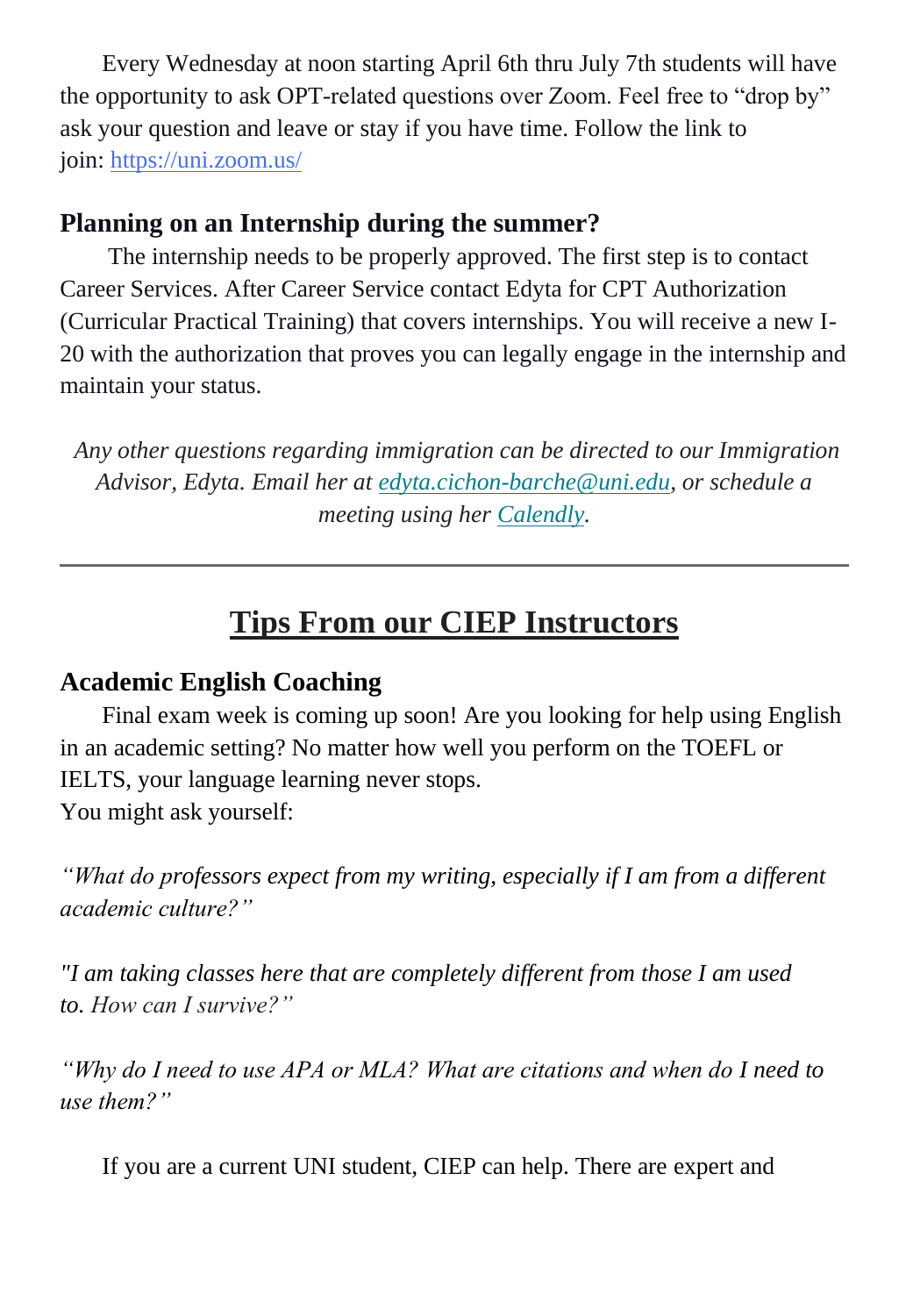Every Wednesday at noon starting April 6th thru July 7th students will have the opportunity to ask OPT-related questions over Zoom. Feel free to "drop by" ask your question and leave or stay if you have time. Follow the link to join: [https://uni.zoom.us/](https://uni.zoom.us/)

### Planning on an Internship during the summer?

The internship needs to be properly approved. The first step is to contact Career Services. After Career Service contact Edyta for CPT Authorization (Curricular Practical Training) that covers internships. You will receive a new I-20 with the authorization that proves you can legally engage in the internship and maintain your status.

*Any other questions regarding immigration can be directed to our Immigration Advisor, Edyta. Email her at [edyta.cichon-barche@uni.edu](mailto:edyta.cichon-barche@uni.edu), or schedule a meeting using her [Calendly](#).*

---

## Tips From our CIEP Instructors

### Academic English Coaching

Final exam week is coming up soon! Are you looking for help using English in an academic setting? No matter how well you perform on the TOEFL or IELTS, your language learning never stops.
You might ask yourself:

*"What do professors expect from my writing, especially if I am from a different academic culture?"*

*"I am taking classes here that are completely different from those I am used to. How can I survive?"*

*"Why do I need to use APA or MLA? What are citations and when do I need to use them?"*

If you are a current UNI student, CIEP can help. There are expert and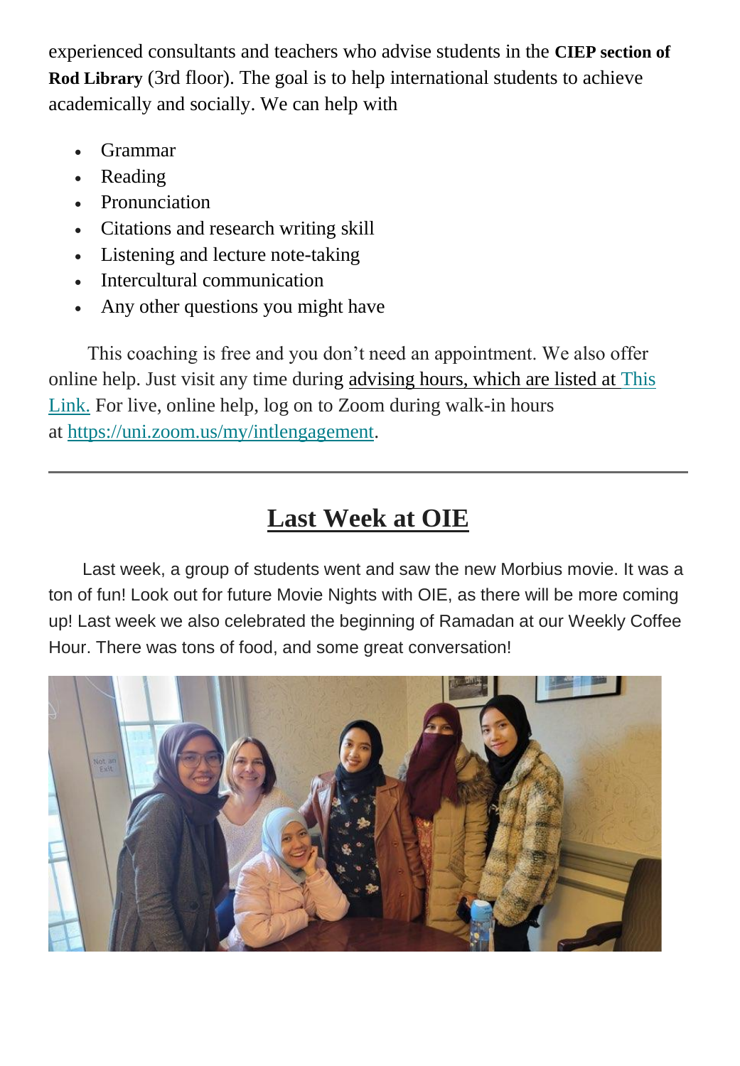experienced consultants and teachers who advise students in the **CIEP section of Rod Library** (3rd floor). The goal is to help international students to achieve academically and socially. We can help with

- Grammar
- Reading
- Pronunciation
- Citations and research writing skill
- Listening and lecture note-taking
- Intercultural communication
- Any other questions you might have

This coaching is free and you don't need an appointment. We also offer online help. Just visit any time during advising hours, which are listed at This Link. For live, online help, log on to Zoom during walk-in hours at https://uni.zoom.us/my/intlengagement.

---

## Last Week at OIE

Last week, a group of students went and saw the new Morbius movie. It was a ton of fun! Look out for future Movie Nights with OIE, as there will be more coming up! Last week we also celebrated the beginning of Ramadan at our Weekly Coffee Hour. There was tons of food, and some great conversation!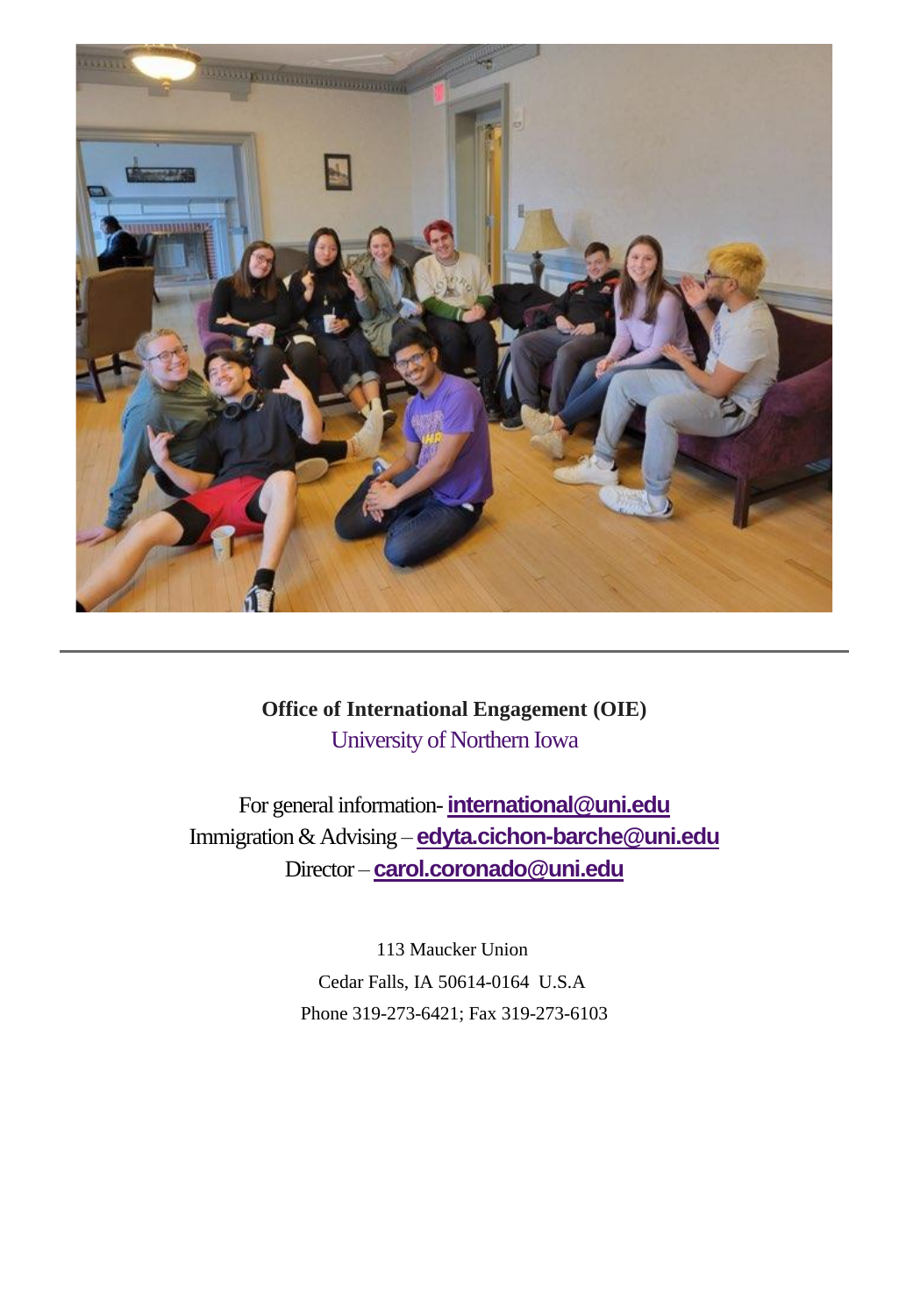---

**Office of International Engagement (OIE)**
University of Northern Iowa

For general information- **international@uni.edu**
Immigration & Advising – **edyta.cichon-barche@uni.edu**
Director – **carol.coronado@uni.edu**

113 Maucker Union
Cedar Falls, IA 50614-0164 U.S.A
Phone 319-273-6421; Fax 319-273-6103